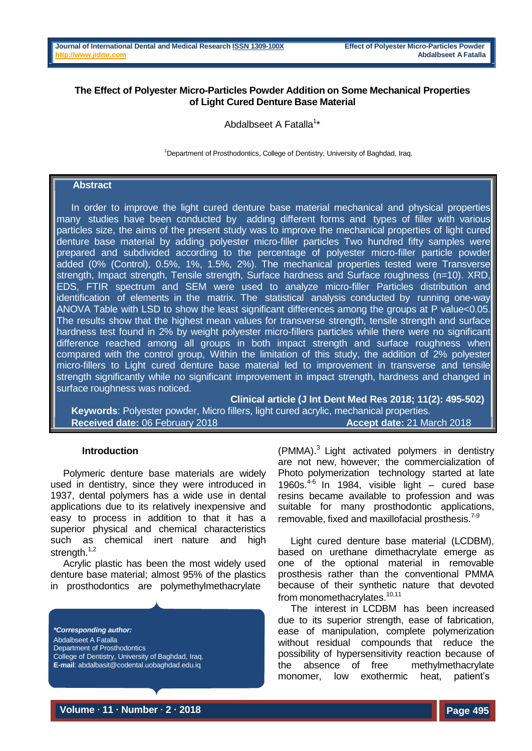# The Effect of Polyester Micro-Particles Powder Addition on Some Mechanical Properties of Light Cured Denture Base Material

Abdalbseet A Fatalla[1]*

[1]Department of Prosthodontics, College of Dentistry, University of Baghdad, Iraq.

## Abstract

In order to improve the light cured denture base material mechanical and physical properties many studies have been conducted by adding different forms and types of filler with various particles size, the aims of the present study was to improve the mechanical properties of light cured denture base material by adding polyester micro-filler particles Two hundred fifty samples were prepared and subdivided according to the percentage of polyester micro-filler particle powder added (0% (Control), 0.5%, 1%, 1.5%, 2%). The mechanical properties tested were Transverse strength, Impact strength, Tensile strength, Surface hardness and Surface roughness (n=10). XRD, EDS, FTIR spectrum and SEM were used to analyze micro-filler Particles distribution and identification of elements in the matrix. The statistical analysis conducted by running one-way ANOVA Table with LSD to show the least significant differences among the groups at P value<0.05. The results show that the highest mean values for transverse strength, tensile strength and surface hardness test found in 2% by weight polyester micro-fillers particles while there were no significant difference reached among all groups in both impact strength and surface roughness when compared with the control group, Within the limitation of this study, the addition of 2% polyester micro-fillers to Light cured denture base material led to improvement in transverse and tensile strength significantly while no significant improvement in impact strength, hardness and changed in surface roughness was noticed.

**Clinical article (J Int Dent Med Res 2018; 11(2): 495-502)**

**Keywords**: Polyester powder, Micro fillers, light cured acrylic, mechanical properties.

**Received date:** 06 February 2018 **Accept date:** 21 March 2018

## Introduction

Polymeric denture base materials are widely used in dentistry, since they were introduced in 1937, dental polymers has a wide use in dental applications due to its relatively inexpensive and easy to process in addition to that it has a superior physical and chemical characteristics such as chemical inert nature and high strength.[1,2]

Acrylic plastic has been the most widely used denture base material; almost 95% of the plastics in prosthodontics are polymethylmethacrylate (PMMA).[3] Light activated polymers in dentistry are not new, however; the commercialization of Photo polymerization technology started at late 1960s.[4-6] In 1984, visible light – cured base resins became available to profession and was suitable for many prosthodontic applications, removable, fixed and maxillofacial prosthesis.[7-9]

Light cured denture base material (LCDBM), based on urethane dimethacrylate emerge as one of the optional material in removable prosthesis rather than the conventional PMMA because of their synthetic nature that devoted from monomethacrylates.[10,11]

The interest in LCDBM has been increased due to its superior strength, ease of fabrication, ease of manipulation, complete polymerization without residual compounds that reduce the possibility of hypersensitivity reaction because of the absence of free methylmethacrylate monomer, low exothermic heat, patient's

***Corresponding author:***
Abdalbseet A Fatalla
Department of Prosthodontics
College of Dentistry, University of Baghdad, Iraq.
**E-mail**: abdalbasit@codental.uobaghdad.edu.iq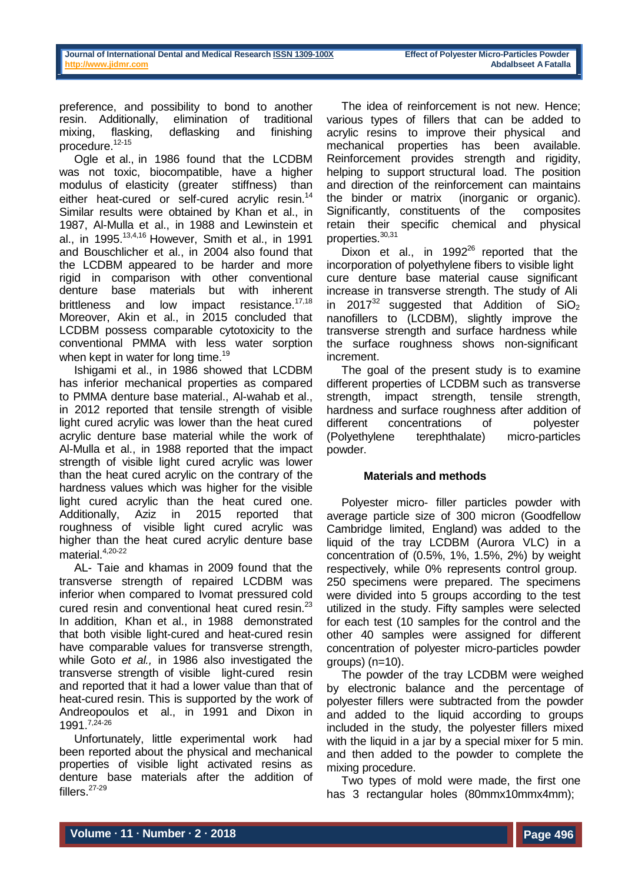preference, and possibility to bond to another resin. Additionally, elimination of traditional mixing, flasking, deflasking and finishing procedure.[12-15]

Ogle et al., in 1986 found that the LCDBM was not toxic, biocompatible, have a higher modulus of elasticity (greater stiffness) than either heat-cured or self-cured acrylic resin.[14] Similar results were obtained by Khan et al., in 1987, Al-Mulla et al., in 1988 and Lewinstein et al., in 1995.[13,4,16] However, Smith et al., in 1991 and Bouschlicher et al., in 2004 also found that the LCDBM appeared to be harder and more rigid in comparison with other conventional denture base materials but with inherent brittleness and low impact resistance.[17,18] Moreover, Akin et al., in 2015 concluded that LCDBM possess comparable cytotoxicity to the conventional PMMA with less water sorption when kept in water for long time.[19]

Ishigami et al., in 1986 showed that LCDBM has inferior mechanical properties as compared to PMMA denture base material., Al-wahab et al., in 2012 reported that tensile strength of visible light cured acrylic was lower than the heat cured acrylic denture base material while the work of Al-Mulla et al., in 1988 reported that the impact strength of visible light cured acrylic was lower than the heat cured acrylic on the contrary of the hardness values which was higher for the visible light cured acrylic than the heat cured one. Additionally, Aziz in 2015 reported that roughness of visible light cured acrylic was higher than the heat cured acrylic denture base material.[4,20-22]

AL- Taie and khamas in 2009 found that the transverse strength of repaired LCDBM was inferior when compared to Ivomat pressured cold cured resin and conventional heat cured resin.[23] In addition, Khan et al., in 1988 demonstrated that both visible light-cured and heat-cured resin have comparable values for transverse strength, while Goto *et al.,* in 1986 also investigated the transverse strength of visible light-cured resin and reported that it had a lower value than that of heat-cured resin. This is supported by the work of Andreopoulos et al., in 1991 and Dixon in 1991.[7,24-26]

Unfortunately, little experimental work had been reported about the physical and mechanical properties of visible light activated resins as denture base materials after the addition of fillers.[27-29]

The idea of reinforcement is not new. Hence; various types of fillers that can be added to acrylic resins to improve their physical and mechanical properties has been available. Reinforcement provides strength and rigidity, helping to support structural load. The position and direction of the reinforcement can maintains the binder or matrix (inorganic or organic). Significantly, constituents of the composites retain their specific chemical and physical properties.[30,31]

Dixon et al., in 1992[26] reported that the incorporation of polyethylene fibers to visible light cure denture base material cause significant increase in transverse strength. The study of Ali in 2017[32] suggested that Addition of $SiO_2$ nanofillers to (LCDBM), slightly improve the transverse strength and surface hardness while the surface roughness shows non-significant increment.

The goal of the present study is to examine different properties of LCDBM such as transverse strength, impact strength, tensile strength, hardness and surface roughness after addition of different concentrations of polyester (Polyethylene terephthalate) micro-particles powder.

## Materials and methods

Polyester micro- filler particles powder with average particle size of 300 micron (Goodfellow Cambridge limited, England) was added to the liquid of the tray LCDBM (Aurora VLC) in a concentration of (0.5%, 1%, 1.5%, 2%) by weight respectively, while 0% represents control group. 250 specimens were prepared. The specimens were divided into 5 groups according to the test utilized in the study. Fifty samples were selected for each test (10 samples for the control and the other 40 samples were assigned for different concentration of polyester micro-particles powder groups) (n=10).

The powder of the tray LCDBM were weighed by electronic balance and the percentage of polyester fillers were subtracted from the powder and added to the liquid according to groups included in the study, the polyester fillers mixed with the liquid in a jar by a special mixer for 5 min. and then added to the powder to complete the mixing procedure.

Two types of mold were made, the first one has 3 rectangular holes (80mmx10mmx4mm);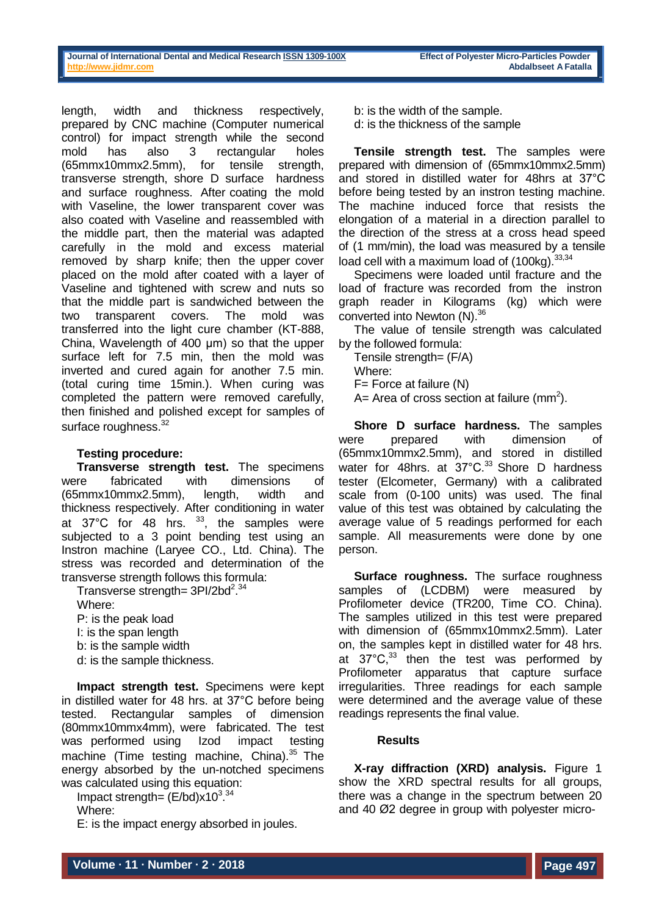length, width and thickness respectively, prepared by CNC machine (Computer numerical control) for impact strength while the second mold has also 3 rectangular holes (65mmx10mmx2.5mm), for tensile strength, transverse strength, shore D surface hardness and surface roughness. After coating the mold with Vaseline, the lower transparent cover was also coated with Vaseline and reassembled with the middle part, then the material was adapted carefully in the mold and excess material removed by sharp knife; then the upper cover placed on the mold after coated with a layer of Vaseline and tightened with screw and nuts so that the middle part is sandwiched between the two transparent covers. The mold was transferred into the light cure chamber (KT-888, China, Wavelength of 400 µm) so that the upper surface left for 7.5 min, then the mold was inverted and cured again for another 7.5 min. (total curing time 15min.). When curing was completed the pattern were removed carefully, then finished and polished except for samples of surface roughness.[32]

### Testing procedure:

**Transverse strength test.** The specimens were fabricated with dimensions of (65mmx10mmx2.5mm), length, width and thickness respectively. After conditioning in water at 37°C for 48 hrs. [33], the samples were subjected to a 3 point bending test using an Instron machine (Laryee CO., Ltd. China). The stress was recorded and determination of the transverse strength follows this formula:

Transverse strength= $3Pl/2bd^2$.[34]

Where:

P: is the peak load

I: is the span length

b: is the sample width

d: is the sample thickness.

**Impact strength test.** Specimens were kept in distilled water for 48 hrs. at 37°C before being tested. Rectangular samples of dimension (80mmx10mmx4mm), were fabricated. The test was performed using Izod impact testing machine (Time testing machine, China).[35] The energy absorbed by the un-notched specimens was calculated using this equation:

Impact strength= $(E/bd)\times10^3$.[34]

Where:

E: is the impact energy absorbed in joules.

b: is the width of the sample.

d: is the thickness of the sample

**Tensile strength test.** The samples were prepared with dimension of (65mmx10mmx2.5mm) and stored in distilled water for 48hrs at 37°C before being tested by an instron testing machine. The machine induced force that resists the elongation of a material in a direction parallel to the direction of the stress at a cross head speed of (1 mm/min), the load was measured by a tensile load cell with a maximum load of (100kg).[33,34]

Specimens were loaded until fracture and the load of fracture was recorded from the instron graph reader in Kilograms (kg) which were converted into Newton (N).[36]

The value of tensile strength was calculated by the followed formula:

Tensile strength= (F/A)

Where:

F= Force at failure (N)

A= Area of cross section at failure ($mm^2$).

**Shore D surface hardness.** The samples were prepared with dimension of (65mmx10mmx2.5mm), and stored in distilled water for 48hrs. at 37°C.[33] Shore D hardness tester (Elcometer, Germany) with a calibrated scale from (0-100 units) was used. The final value of this test was obtained by calculating the average value of 5 readings performed for each sample. All measurements were done by one person.

**Surface roughness.** The surface roughness samples of (LCDBM) were measured by Profilometer device (TR200, Time CO. China). The samples utilized in this test were prepared with dimension of (65mmx10mmx2.5mm). Later on, the samples kept in distilled water for 48 hrs. at 37°C,[33] then the test was performed by Profilometer apparatus that capture surface irregularities. Three readings for each sample were determined and the average value of these readings represents the final value.

## Results

**X-ray diffraction (XRD) analysis.** Figure 1 show the XRD spectral results for all groups, there was a change in the spectrum between 20 and 40 Ø2 degree in group with polyester micro-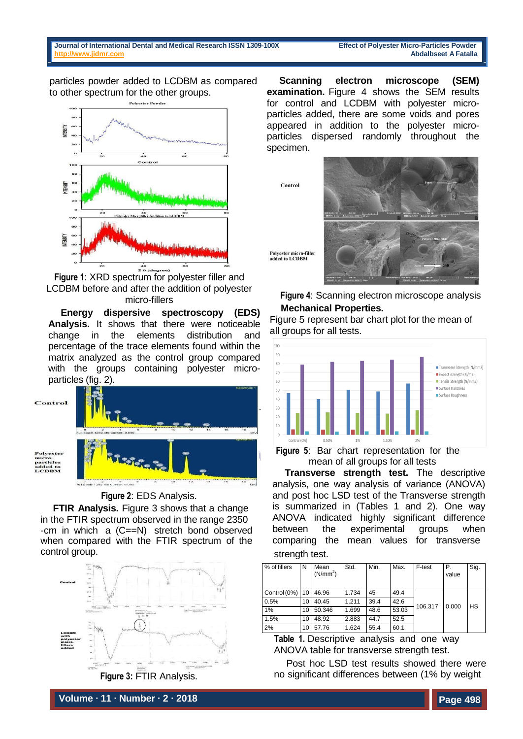particles powder added to LCDBM as compared to other spectrum for the other groups.

Polyester Powder

INTENSITY

Control

INTENSITY

Polyester Microfiller Addition to LCDBM

INTENSITY

2 θ (degree)

**Figure 1**: XRD spectrum for polyester filler and LCDBM before and after the addition of polyester micro-fillers

**Energy dispersive spectroscopy (EDS) Analysis.** It shows that there were noticeable change in the elements distribution and percentage of the trace elements found within the matrix analyzed as the control group compared with the groups containing polyester micro-particles (fig. 2).

Control

Polyester micro-particles added to LCDBM

**Figure 2**: EDS Analysis.

**FTIR Analysis.** Figure 3 shows that a change in the FTIR spectrum observed in the range 2350 -cm in which a (C==N) stretch bond observed when compared with the FTIR spectrum of the control group.

Control

LCDBM with polyester micro-fillers added

**Figure 3:** FTIR Analysis.

**Scanning electron microscope (SEM) examination.** Figure 4 shows the SEM results for control and LCDBM with polyester micro-particles added, there are some voids and pores appeared in addition to the polyester micro-particles dispersed randomly throughout the specimen.

Control

Polyester micro-filler added to LCDBM

**Figure 4**: Scanning electron microscope analysis

**Mechanical Properties.**

Figure 5 represent bar chart plot for the mean of all groups for all tests.

Transverse Strength (N/mm2)
Impact strength (KJ/m2)
Tensile Strength (N/mm2)
Surface Hardness
Surface Roughness

Control (0%) 0.50% 1% 1.50% 2%

**Figure 5**: Bar chart representation for the mean of all groups for all tests

**Transverse strength test.** The descriptive analysis, one way analysis of variance (ANOVA) and post hoc LSD test of the Transverse strength is summarized in (Tables 1 and 2). One way ANOVA indicated highly significant difference between the experimental groups when comparing the mean values for transverse strength test.

| % of fillers | N | Mean ($N/mm^2$) | Std. | Min. | Max. | F-test | P. value | Sig. |
|---|---|---|---|---|---|---|---|---|
| Control (0%) | 10 | 46.96 | 1.734 | 45 | 49.4 | 106.317 | 0.000 | HS |
| 0.5% | 10 | 40.45 | 1.211 | 39.4 | 42.6 | | | |
| 1% | 10 | 50.346 | 1.699 | 48.6 | 53.03 | | | |
| 1.5% | 10 | 48.92 | 2.883 | 44.7 | 52.5 | | | |
| 2% | 10 | 57.76 | 1.624 | 55.4 | 60.1 | | | |

**Table 1.** Descriptive analysis and one way ANOVA table for transverse strength test.

Post hoc LSD test results showed there were no significant differences between (1% by weight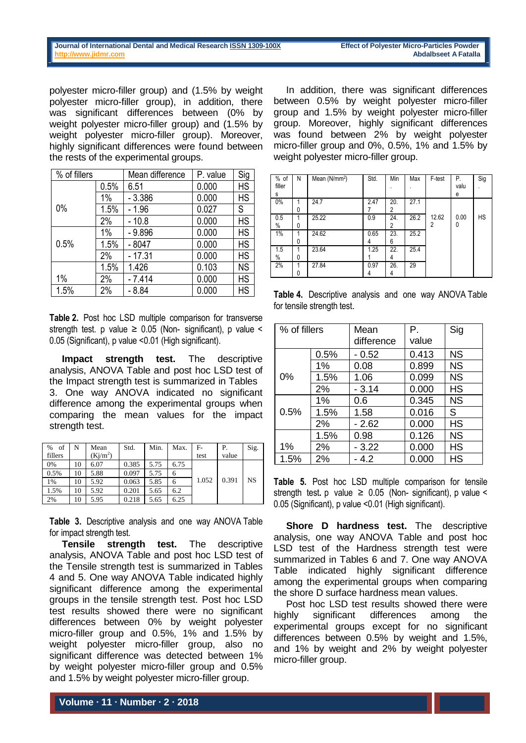polyester micro-filler group) and (1.5% by weight polyester micro-filler group), in addition, there was significant differences between (0% by weight polyester micro-filler group) and (1.5% by weight polyester micro-filler group). Moreover, highly significant differences were found between the rests of the experimental groups.

| % of fillers | | Mean difference | P. value | Sig |
|---|---|---|---|---|
| 0% | 0.5% | 6.51 | 0.000 | HS |
| | 1% | - 3.386 | 0.000 | HS |
| | 1.5% | - 1.96 | 0.027 | S |
| | 2% | - 10.8 | 0.000 | HS |
| 0.5% | 1% | - 9.896 | 0.000 | HS |
| | 1.5% | - 8047 | 0.000 | HS |
| | 2% | - 17.31 | 0.000 | HS |
| 1% | 1.5% | 1.426 | 0.103 | NS |
| | 2% | - 7.414 | 0.000 | HS |
| 1.5% | 2% | - 8.84 | 0.000 | HS |

**Table 2.** Post hoc LSD multiple comparison for transverse strength test. p value ≥ 0.05 (Non- significant), p value < 0.05 (Significant), p value <0.01 (High significant).

**Impact strength test.** The descriptive analysis, ANOVA Table and post hoc LSD test of the Impact strength test is summarized in Tables 3. One way ANOVA indicated no significant difference among the experimental groups when comparing the mean values for the impact strength test.

| % of fillers | N | Mean (Kj/m$^2$) | Std. | Min. | Max. | F-test | P. value | Sig. |
|---|---|---|---|---|---|---|---|---|
| 0% | 10 | 6.07 | 0.385 | 5.75 | 6.75 | 1.052 | 0.391 | NS |
| 0.5% | 10 | 5.88 | 0.097 | 5.75 | 6 | | | |
| 1% | 10 | 5.92 | 0.063 | 5.85 | 6 | | | |
| 1.5% | 10 | 5.92 | 0.201 | 5.65 | 6.2 | | | |
| 2% | 10 | 5.95 | 0.218 | 5.65 | 6.25 | | | |

**Table 3.** Descriptive analysis and one way ANOVA Table for impact strength test.

**Tensile strength test.** The descriptive analysis, ANOVA Table and post hoc LSD test of the Tensile strength test is summarized in Tables 4 and 5. One way ANOVA Table indicated highly significant difference among the experimental groups in the tensile strength test. Post hoc LSD test results showed there were no significant differences between 0% by weight polyester micro-filler group and 0.5%, 1% and 1.5% by weight polyester micro-filler group, also no significant difference was detected between 1% by weight polyester micro-filler group and 0.5% and 1.5% by weight polyester micro-filler group.

In addition, there was significant differences between 0.5% by weight polyester micro-filler group and 1.5% by weight polyester micro-filler group. Moreover, highly significant differences was found between 2% by weight polyester micro-filler group and 0%, 0.5%, 1% and 1.5% by weight polyester micro-filler group.

| % of fillers | N | Mean (N/mm$^2$) | Std. | Min. | Max. | F-test | P. value | Sig. |
|---|---|---|---|---|---|---|---|---|
| 0% | 10 | 24.7 | 2.477 | 20.2 | 27.1 | 12.622 | 0.000 | HS |
| 0.5% | 10 | 25.22 | 0.9 | 24.2 | 26.2 | | | |
| 1% | 10 | 24.62 | 0.654 | 23.6 | 25.2 | | | |
| 1.5% | 10 | 23.64 | 1.251 | 22.4 | 25.4 | | | |
| 2% | 10 | 27.84 | 0.974 | 26.4 | 29 | | | |

**Table 4.** Descriptive analysis and one way ANOVA Table for tensile strength test.

| % of fillers | | Mean difference | P. value | Sig |
|---|---|---|---|---|
| 0% | 0.5% | - 0.52 | 0.413 | NS |
| | 1% | 0.08 | 0.899 | NS |
| | 1.5% | 1.06 | 0.099 | NS |
| | 2% | - 3.14 | 0.000 | HS |
| 0.5% | 1% | 0.6 | 0.345 | NS |
| | 1.5% | 1.58 | 0.016 | S |
| | 2% | - 2.62 | 0.000 | HS |
| 1% | 1.5% | 0.98 | 0.126 | NS |
| | 2% | - 3.22 | 0.000 | HS |
| 1.5% | 2% | - 4.2 | 0.000 | HS |

**Table 5.** Post hoc LSD multiple comparison for tensile strength test**.** p value ≥ 0.05 (Non- significant), p value < 0.05 (Significant), p value <0.01 (High significant).

**Shore D hardness test.** The descriptive analysis, one way ANOVA Table and post hoc LSD test of the Hardness strength test were summarized in Tables 6 and 7. One way ANOVA Table indicated highly significant difference among the experimental groups when comparing the shore D surface hardness mean values.

Post hoc LSD test results showed there were highly significant differences among the experimental groups except for no significant differences between 0.5% by weight and 1.5%, and 1% by weight and 2% by weight polyester micro-filler group.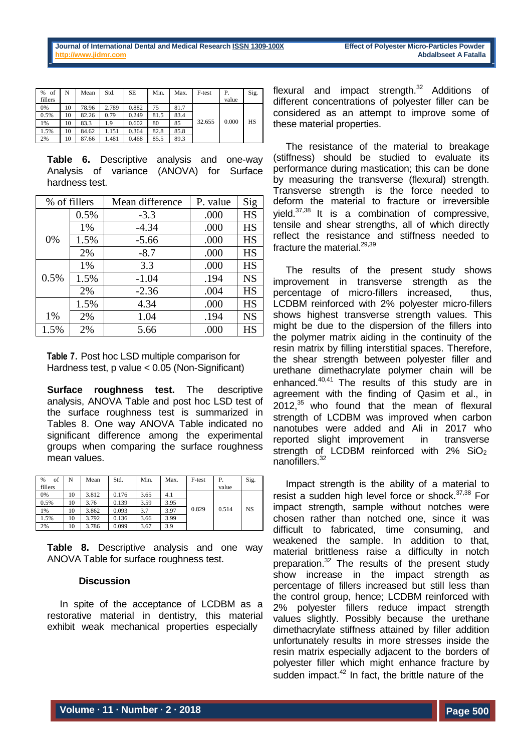| % of fillers | N | Mean | Std. | SE | Min. | Max. | F-test | P. value | Sig. |
|---|---|---|---|---|---|---|---|---|---|
| 0% | 10 | 78.96 | 2.789 | 0.882 | 75 | 81.7 | 32.655 | 0.000 | HS |
| 0.5% | 10 | 82.26 | 0.79 | 0.249 | 81.5 | 83.4 | | | |
| 1% | 10 | 83.3 | 1.9 | 0.602 | 80 | 85 | | | |
| 1.5% | 10 | 84.62 | 1.151 | 0.364 | 82.8 | 85.8 | | | |
| 2% | 10 | 87.66 | 1.481 | 0.468 | 85.5 | 89.3 | | | |

**Table 6.** Descriptive analysis and one-way Analysis of variance (ANOVA) for Surface hardness test.

| % of fillers | | Mean difference | P. value | Sig |
|---|---|---|---|---|
| 0% | 0.5% | -3.3 | .000 | HS |
| | 1% | -4.34 | .000 | HS |
| | 1.5% | -5.66 | .000 | HS |
| | 2% | -8.7 | .000 | HS |
| 0.5% | 1% | 3.3 | .000 | HS |
| | 1.5% | -1.04 | .194 | NS |
| | 2% | -2.36 | .004 | HS |
| 1% | 1.5% | 4.34 | .000 | HS |
| | 2% | 1.04 | .194 | NS |
| 1.5% | 2% | 5.66 | .000 | HS |

**Table 7.** Post hoc LSD multiple comparison for Hardness test, p value < 0.05 (Non-Significant)

**Surface roughness test.** The descriptive analysis, ANOVA Table and post hoc LSD test of the surface roughness test is summarized in Tables 8. One way ANOVA Table indicated no significant difference among the experimental groups when comparing the surface roughness mean values.

| % of fillers | N | Mean | Std. | Min. | Max. | F-test | P. value | Sig. |
|---|---|---|---|---|---|---|---|---|
| 0% | 10 | 3.812 | 0.176 | 3.65 | 4.1 | 0.829 | 0.514 | NS |
| 0.5% | 10 | 3.76 | 0.139 | 3.59 | 3.95 | | | |
| 1% | 10 | 3.862 | 0.093 | 3.7 | 3.97 | | | |
| 1.5% | 10 | 3.792 | 0.136 | 3.66 | 3.99 | | | |
| 2% | 10 | 3.786 | 0.099 | 3.67 | 3.9 | | | |

**Table 8.** Descriptive analysis and one way ANOVA Table for surface roughness test.

## Discussion

In spite of the acceptance of LCDBM as a restorative material in dentistry, this material exhibit weak mechanical properties especially flexural and impact strength.[32] Additions of different concentrations of polyester filler can be considered as an attempt to improve some of these material properties.

The resistance of the material to breakage (stiffness) should be studied to evaluate its performance during mastication; this can be done by measuring the transverse (flexural) strength. Transverse strength is the force needed to deform the material to fracture or irreversible yield.[37,38] It is a combination of compressive, tensile and shear strengths, all of which directly reflect the resistance and stiffness needed to fracture the material.[29,39]

The results of the present study shows improvement in transverse strength as the percentage of micro-fillers increased, thus, LCDBM reinforced with 2% polyester micro-fillers shows highest transverse strength values. This might be due to the dispersion of the fillers into the polymer matrix aiding in the continuity of the resin matrix by filling interstitial spaces. Therefore, the shear strength between polyester filler and urethane dimethacrylate polymer chain will be enhanced.[40,41] The results of this study are in agreement with the finding of Qasim et al., in 2012,[35] who found that the mean of flexural strength of LCDBM was improved when carbon nanotubes were added and Ali in 2017 who reported slight improvement in transverse strength of LCDBM reinforced with 2% $SiO_2$ nanofillers.[32]

Impact strength is the ability of a material to resist a sudden high level force or shock.[37,38] For impact strength, sample without notches were chosen rather than notched one, since it was difficult to fabricated, time consuming, and weakened the sample. In addition to that, material brittleness raise a difficulty in notch preparation.[32] The results of the present study show increase in the impact strength as percentage of fillers increased but still less than the control group, hence; LCDBM reinforced with 2% polyester fillers reduce impact strength values slightly. Possibly because the urethane dimethacrylate stiffness attained by filler addition unfortunately results in more stresses inside the resin matrix especially adjacent to the borders of polyester filler which might enhance fracture by sudden impact.[42] In fact, the brittle nature of the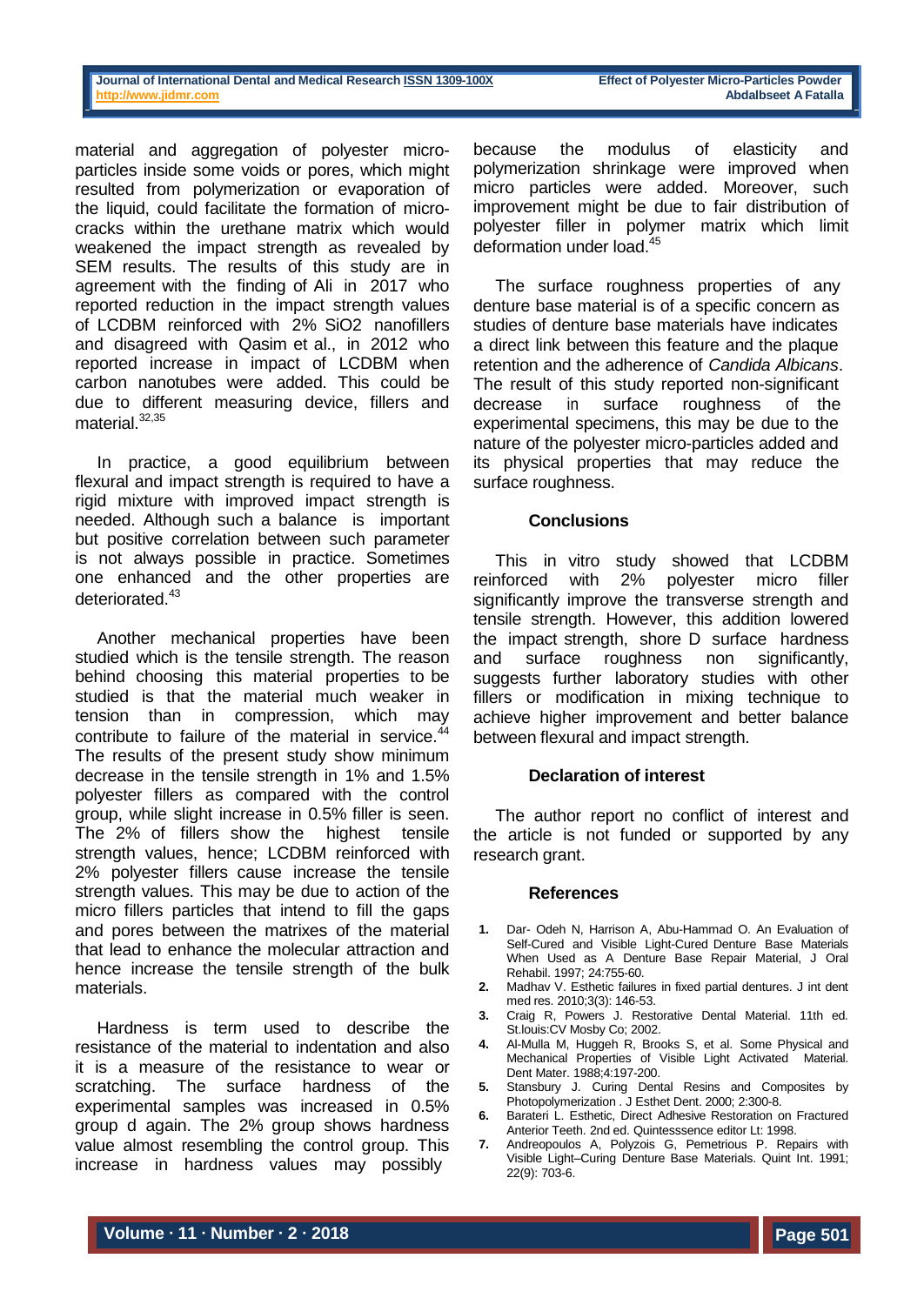material and aggregation of polyester micro-particles inside some voids or pores, which might resulted from polymerization or evaporation of the liquid, could facilitate the formation of micro-cracks within the urethane matrix which would weakened the impact strength as revealed by SEM results. The results of this study are in agreement with the finding of Ali in 2017 who reported reduction in the impact strength values of LCDBM reinforced with 2% SiO2 nanofillers and disagreed with Qasim et al., in 2012 who reported increase in impact of LCDBM when carbon nanotubes were added. This could be due to different measuring device, fillers and material.[32,35]

In practice, a good equilibrium between flexural and impact strength is required to have a rigid mixture with improved impact strength is needed. Although such a balance is important but positive correlation between such parameter is not always possible in practice. Sometimes one enhanced and the other properties are deteriorated.[43]

Another mechanical properties have been studied which is the tensile strength. The reason behind choosing this material properties to be studied is that the material much weaker in tension than in compression, which may contribute to failure of the material in service.[44] The results of the present study show minimum decrease in the tensile strength in 1% and 1.5% polyester fillers as compared with the control group, while slight increase in 0.5% filler is seen. The 2% of fillers show the highest tensile strength values, hence; LCDBM reinforced with 2% polyester fillers cause increase the tensile strength values. This may be due to action of the micro fillers particles that intend to fill the gaps and pores between the matrixes of the material that lead to enhance the molecular attraction and hence increase the tensile strength of the bulk materials.

Hardness is term used to describe the resistance of the material to indentation and also it is a measure of the resistance to wear or scratching. The surface hardness of the experimental samples was increased in 0.5% group d again. The 2% group shows hardness value almost resembling the control group. This increase in hardness values may possibly because the modulus of elasticity and polymerization shrinkage were improved when micro particles were added. Moreover, such improvement might be due to fair distribution of polyester filler in polymer matrix which limit deformation under load.[45]

The surface roughness properties of any denture base material is of a specific concern as studies of denture base materials have indicates a direct link between this feature and the plaque retention and the adherence of *Candida Albicans*. The result of this study reported non-significant decrease in surface roughness of the experimental specimens, this may be due to the nature of the polyester micro-particles added and its physical properties that may reduce the surface roughness.

## Conclusions

This in vitro study showed that LCDBM reinforced with 2% polyester micro filler significantly improve the transverse strength and tensile strength. However, this addition lowered the impact strength, shore D surface hardness and surface roughness non significantly, suggests further laboratory studies with other fillers or modification in mixing technique to achieve higher improvement and better balance between flexural and impact strength.

## Declaration of interest

The author report no conflict of interest and the article is not funded or supported by any research grant.

## References

1. Dar- Odeh N, Harrison A, Abu-Hammad O. An Evaluation of Self-Cured and Visible Light-Cured Denture Base Materials When Used as A Denture Base Repair Material, J Oral Rehabil. 1997; 24:755-60.
2. Madhav V. Esthetic failures in fixed partial dentures. J int dent med res. 2010;3(3): 146-53.
3. Craig R, Powers J. Restorative Dental Material. 11th ed. St.louis:CV Mosby Co; 2002.
4. Al-Mulla M, Huggeh R, Brooks S, et al. Some Physical and Mechanical Properties of Visible Light Activated Material. Dent Mater. 1988;4:197-200.
5. Stansbury J. Curing Dental Resins and Composites by Photopolymerization . J Esthet Dent. 2000; 2:300-8.
6. Barateri L. Esthetic, Direct Adhesive Restoration on Fractured Anterior Teeth. 2nd ed. Quintesssence editor Lt: 1998.
7. Andreopoulos A, Polyzois G, Pemetrious P. Repairs with Visible Light–Curing Denture Base Materials. Quint Int. 1991; 22(9): 703-6.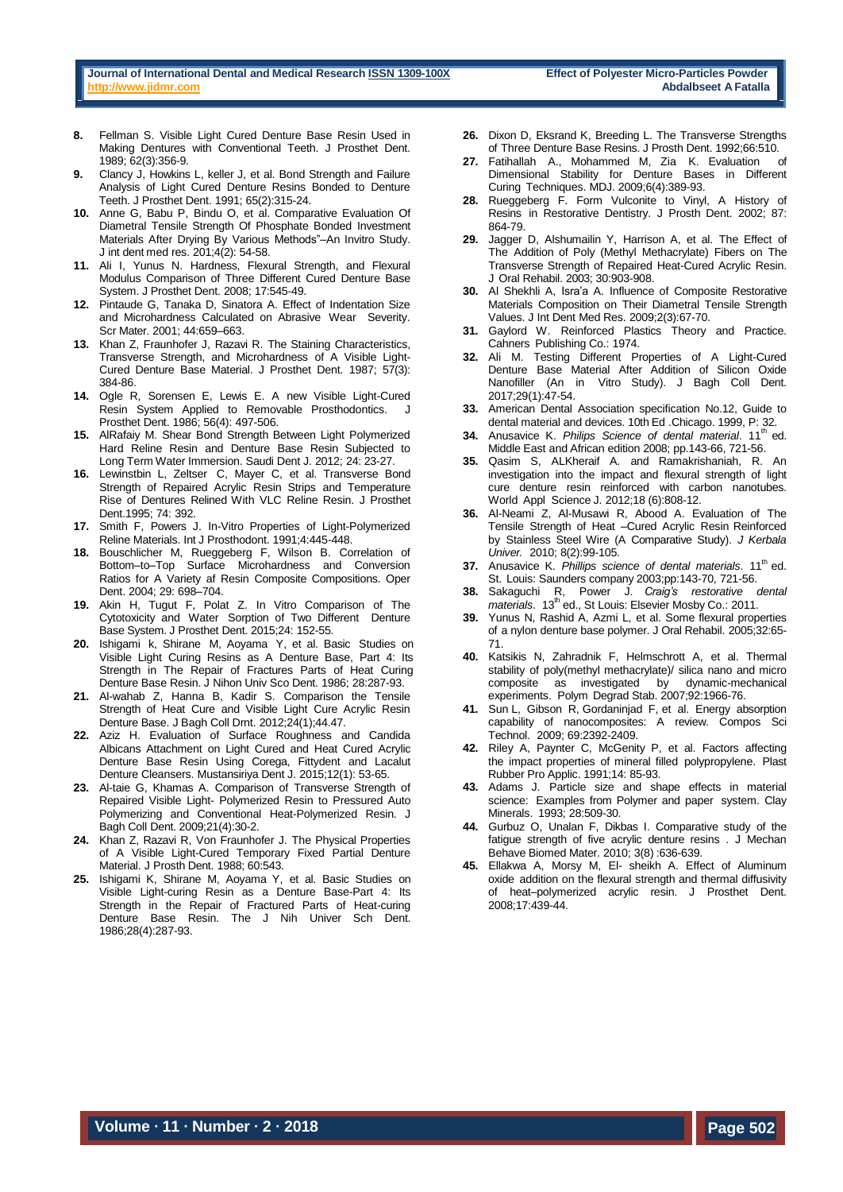8. Fellman S. Visible Light Cured Denture Base Resin Used in Making Dentures with Conventional Teeth. J Prosthet Dent. 1989; 62(3):356-9.
9. Clancy J, Howkins L, keller J, et al. Bond Strength and Failure Analysis of Light Cured Denture Resins Bonded to Denture Teeth. J Prosthet Dent. 1991; 65(2):315-24.
10. Anne G, Babu P, Bindu O, et al. Comparative Evaluation Of Diametral Tensile Strength Of Phosphate Bonded Investment Materials After Drying By Various Methods"–An Invitro Study. J int dent med res. 201;4(2): 54-58.
11. Ali I, Yunus N. Hardness, Flexural Strength, and Flexural Modulus Comparison of Three Different Cured Denture Base System. J Prosthet Dent. 2008; 17:545-49.
12. Pintaude G, Tanaka D, Sinatora A. Effect of Indentation Size and Microhardness Calculated on Abrasive Wear Severity. Scr Mater. 2001; 44:659–663.
13. Khan Z, Fraunhofer J, Razavi R. The Staining Characteristics, Transverse Strength, and Microhardness of A Visible Light-Cured Denture Base Material. J Prosthet Dent. 1987; 57(3): 384-86.
14. Ogle R, Sorensen E, Lewis E. A new Visible Light-Cured Resin System Applied to Removable Prosthodontics. J Prosthet Dent. 1986; 56(4): 497-506.
15. AlRafaiy M. Shear Bond Strength Between Light Polymerized Hard Reline Resin and Denture Base Resin Subjected to Long Term Water Immersion. Saudi Dent J. 2012; 24: 23-27.
16. Lewinstbin L, Zeltser C, Mayer C, et al. Transverse Bond Strength of Repaired Acrylic Resin Strips and Temperature Rise of Dentures Relined With VLC Reline Resin. J Prosthet Dent.1995; 74: 392.
17. Smith F, Powers J. In-Vitro Properties of Light-Polymerized Reline Materials. Int J Prosthodont. 1991;4:445-448.
18. Bouschlicher M, Rueggeberg F, Wilson B. Correlation of Bottom–to–Top Surface Microhardness and Conversion Ratios for A Variety af Resin Composite Compositions. Oper Dent. 2004; 29: 698–704.
19. Akin H, Tugut F, Polat Z. In Vitro Comparison of The Cytotoxicity and Water Sorption of Two Different Denture Base System. J Prosthet Dent. 2015;24: 152-55.
20. Ishigami k, Shirane M, Aoyama Y, et al. Basic Studies on Visible Light Curing Resins as A Denture Base, Part 4: Its Strength in The Repair of Fractures Parts of Heat Curing Denture Base Resin. J Nihon Univ Sco Dent. 1986; 28:287-93.
21. Al-wahab Z, Hanna B, Kadir S. Comparison the Tensile Strength of Heat Cure and Visible Light Cure Acrylic Resin Denture Base. J Bagh Coll Drnt. 2012;24(1);44.47.
22. Aziz H. Evaluation of Surface Roughness and Candida Albicans Attachment on Light Cured and Heat Cured Acrylic Denture Base Resin Using Corega, Fittydent and Lacalut Denture Cleansers. Mustansiriya Dent J. 2015;12(1): 53-65.
23. Al-taie G, Khamas A. Comparison of Transverse Strength of Repaired Visible Light- Polymerized Resin to Pressured Auto Polymerizing and Conventional Heat-Polymerized Resin. J Bagh Coll Dent. 2009;21(4):30-2.
24. Khan Z, Razavi R, Von Fraunhofer J. The Physical Properties of A Visible Light-Cured Temporary Fixed Partial Denture Material. J Prosth Dent. 1988; 60:543.
25. Ishigami K, Shirane M, Aoyama Y, et al. Basic Studies on Visible Light-curing Resin as a Denture Base-Part 4: Its Strength in the Repair of Fractured Parts of Heat-curing Denture Base Resin. The J Nih Univer Sch Dent. 1986;28(4):287-93.
26. Dixon D, Eksrand K, Breeding L. The Transverse Strengths of Three Denture Base Resins. J Prosth Dent. 1992;66:510.
27. Fatihallah A., Mohammed M, Zia K. Evaluation of Dimensional Stability for Denture Bases in Different Curing Techniques. MDJ. 2009;6(4):389-93.
28. Rueggeberg F. Form Vulconite to Vinyl, A History of Resins in Restorative Dentistry. J Prosth Dent. 2002; 87: 864-79.
29. Jagger D, Alshumailin Y, Harrison A, et al. The Effect of The Addition of Poly (Methyl Methacrylate) Fibers on The Transverse Strength of Repaired Heat-Cured Acrylic Resin. J Oral Rehabil. 2003; 30:903-908.
30. Al Shekhli A, Isra'a A. Influence of Composite Restorative Materials Composition on Their Diametral Tensile Strength Values. J Int Dent Med Res. 2009;2(3):67-70.
31. Gaylord W. Reinforced Plastics Theory and Practice. Cahners Publishing Co.: 1974.
32. Ali M. Testing Different Properties of A Light-Cured Denture Base Material After Addition of Silicon Oxide Nanofiller (An in Vitro Study). J Bagh Coll Dent. 2017;29(1):47-54.
33. American Dental Association specification No.12, Guide to dental material and devices. 10th Ed .Chicago. 1999, P: 32.
34. Anusavice K. *Philips Science of dental material*. 11th ed. Middle East and African edition 2008; pp.143-66, 721-56.
35. Qasim S, ALKheraif A. and Ramakrishaniah, R. An investigation into the impact and flexural strength of light cure denture resin reinforced with carbon nanotubes. World Appl Science J. 2012;18 (6):808-12.
36. Al-Neami Z, Al-Musawi R, Abood A. Evaluation of The Tensile Strength of Heat –Cured Acrylic Resin Reinforced by Stainless Steel Wire (A Comparative Study). *J Kerbala Univer.* 2010; 8(2):99-105.
37. Anusavice K. *Phillips science of dental materials*. 11th ed. St. Louis: Saunders company 2003;pp:143-70, 721-56.
38. Sakaguchi R, Power J. *Craig's restorative dental materials*. 13th ed., St Louis: Elsevier Mosby Co.: 2011.
39. Yunus N, Rashid A, Azmi L, et al. Some flexural properties of a nylon denture base polymer. J Oral Rehabil. 2005;32:65-71.
40. Katsikis N, Zahradnik F, Helmschrott A, et al. Thermal stability of poly(methyl methacrylate)/ silica nano and micro composite as investigated by dynamic-mechanical experiments. Polym Degrad Stab. 2007;92:1966-76.
41. Sun L, Gibson R, Gordaninjad F, et al. Energy absorption capability of nanocomposites: A review. Compos Sci Technol. 2009; 69:2392-2409.
42. Riley A, Paynter C, McGenity P, et al. Factors affecting the impact properties of mineral filled polypropylene. Plast Rubber Pro Applic. 1991;14: 85-93.
43. Adams J. Particle size and shape effects in material science: Examples from Polymer and paper system. Clay Minerals. 1993; 28:509-30.
44. Gurbuz O, Unalan F, Dikbas I. Comparative study of the fatigue strength of five acrylic denture resins . J Mechan Behave Biomed Mater. 2010; 3(8) :636-639.
45. Ellakwa A, Morsy M, El- sheikh A. Effect of Aluminum oxide addition on the flexural strength and thermal diffusivity of heat–polymerized acrylic resin. J Prosthet Dent. 2008;17:439-44.